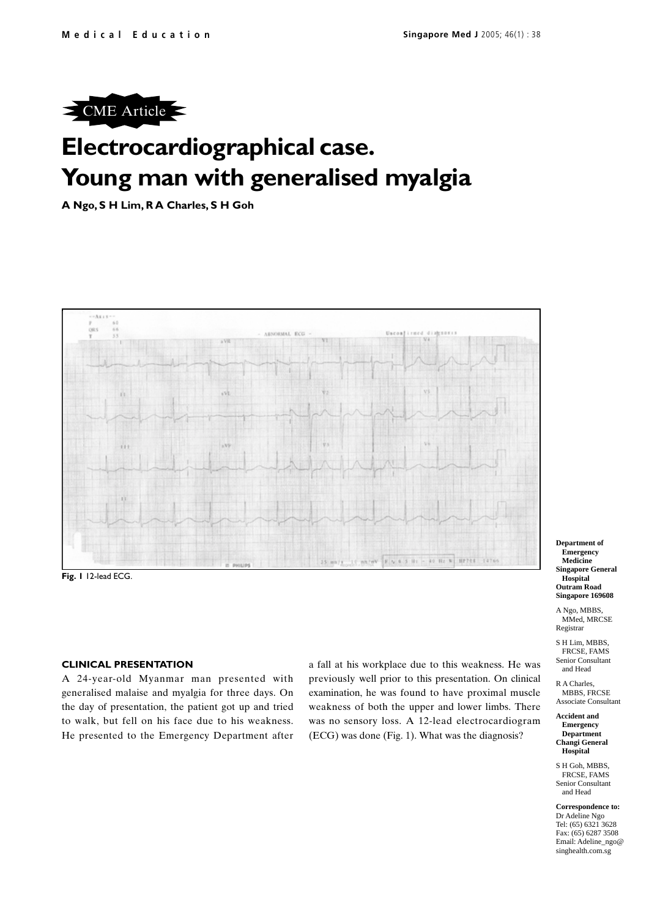CME Article

# Electrocardiographical case. Young man with generalised myalgia

**A Ngo, S H Lim, R A Charles, S H Goh**

**Fig. 1** 12-lead ECG.

## CLINICAL PRESENTATION

A 24-year-old Myanmar man presented with generalised malaise and myalgia for three days. On the day of presentation, the patient got up and tried to walk, but fell on his face due to his weakness. He presented to the Emergency Department after a fall at his workplace due to this weakness. He was previously well prior to this presentation. On clinical examination, he was found to have proximal muscle weakness of both the upper and lower limbs. There was no sensory loss. A 12-lead electrocardiogram (ECG) was done (Fig. 1). What was the diagnosis?

**Department of Emergency Medicine**
**Singapore General Hospital**
**Outram Road**
**Singapore 169608**

A Ngo, MBBS, MMed, MRCSE
Registrar

S H Lim, MBBS, FRCSE, FAMS
Senior Consultant and Head

R A Charles, MBBS, FRCSE
Associate Consultant

**Accident and Emergency Department**
**Changi General Hospital**

S H Goh, MBBS, FRCSE, FAMS
Senior Consultant and Head

**Correspondence to:**
Dr Adeline Ngo
Tel: (65) 6321 3628
Fax: (65) 6287 3508
Email: Adeline_ngo@singhealth.com.sg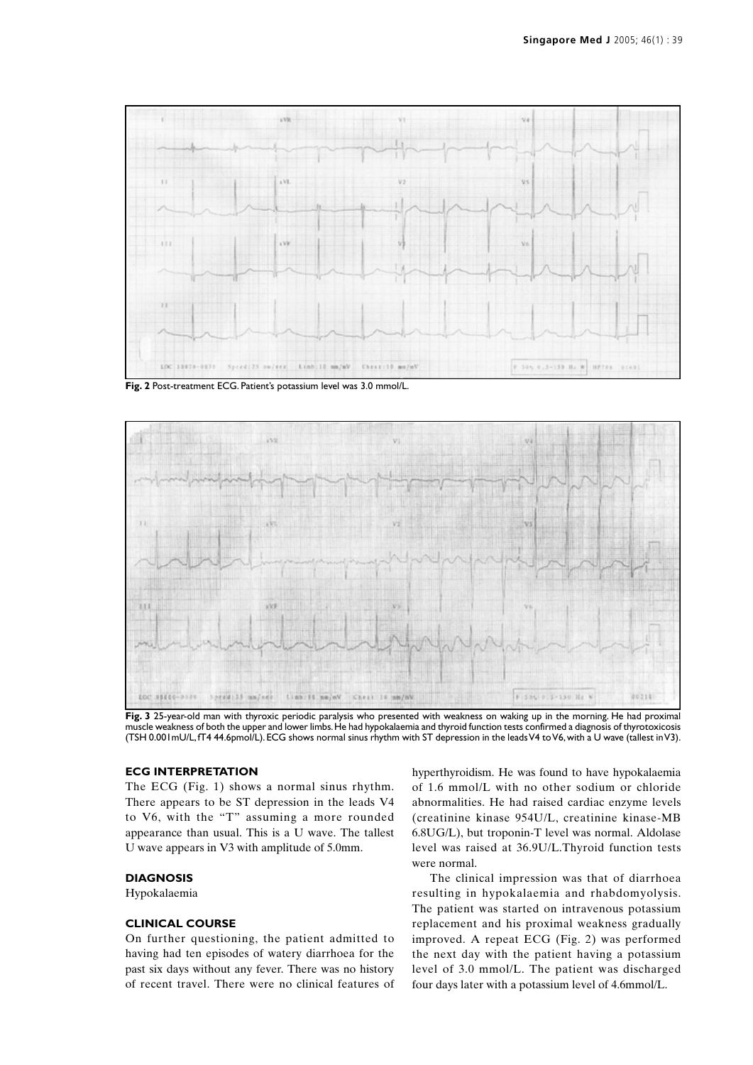**Fig. 2** Post-treatment ECG. Patient's potassium level was 3.0 mmol/L.

**Fig. 3** 25-year-old man with thyroxic periodic paralysis who presented with weakness on waking up in the morning. He had proximal muscle weakness of both the upper and lower limbs. He had hypokalaemia and thyroid function tests confirmed a diagnosis of thyrotoxicosis (TSH 0.001mU/L, fT4 44.6pmol/L). ECG shows normal sinus rhythm with ST depression in the leads V4 to V6, with a U wave (tallest in V3).

### ECG INTERPRETATION

The ECG (Fig. 1) shows a normal sinus rhythm. There appears to be ST depression in the leads V4 to V6, with the "T" assuming a more rounded appearance than usual. This is a U wave. The tallest U wave appears in V3 with amplitude of 5.0mm.

### DIAGNOSIS

Hypokalaemia

### CLINICAL COURSE

On further questioning, the patient admitted to having had ten episodes of watery diarrhoea for the past six days without any fever. There was no history of recent travel. There were no clinical features of hyperthyroidism. He was found to have hypokalaemia of 1.6 mmol/L with no other sodium or chloride abnormalities. He had raised cardiac enzyme levels (creatinine kinase 954U/L, creatinine kinase-MB 6.8UG/L), but troponin-T level was normal. Aldolase level was raised at 36.9U/L. Thyroid function tests were normal.

The clinical impression was that of diarrhoea resulting in hypokalaemia and rhabdomyolysis. The patient was started on intravenous potassium replacement and his proximal weakness gradually improved. A repeat ECG (Fig. 2) was performed the next day with the patient having a potassium level of 3.0 mmol/L. The patient was discharged four days later with a potassium level of 4.6mmol/L.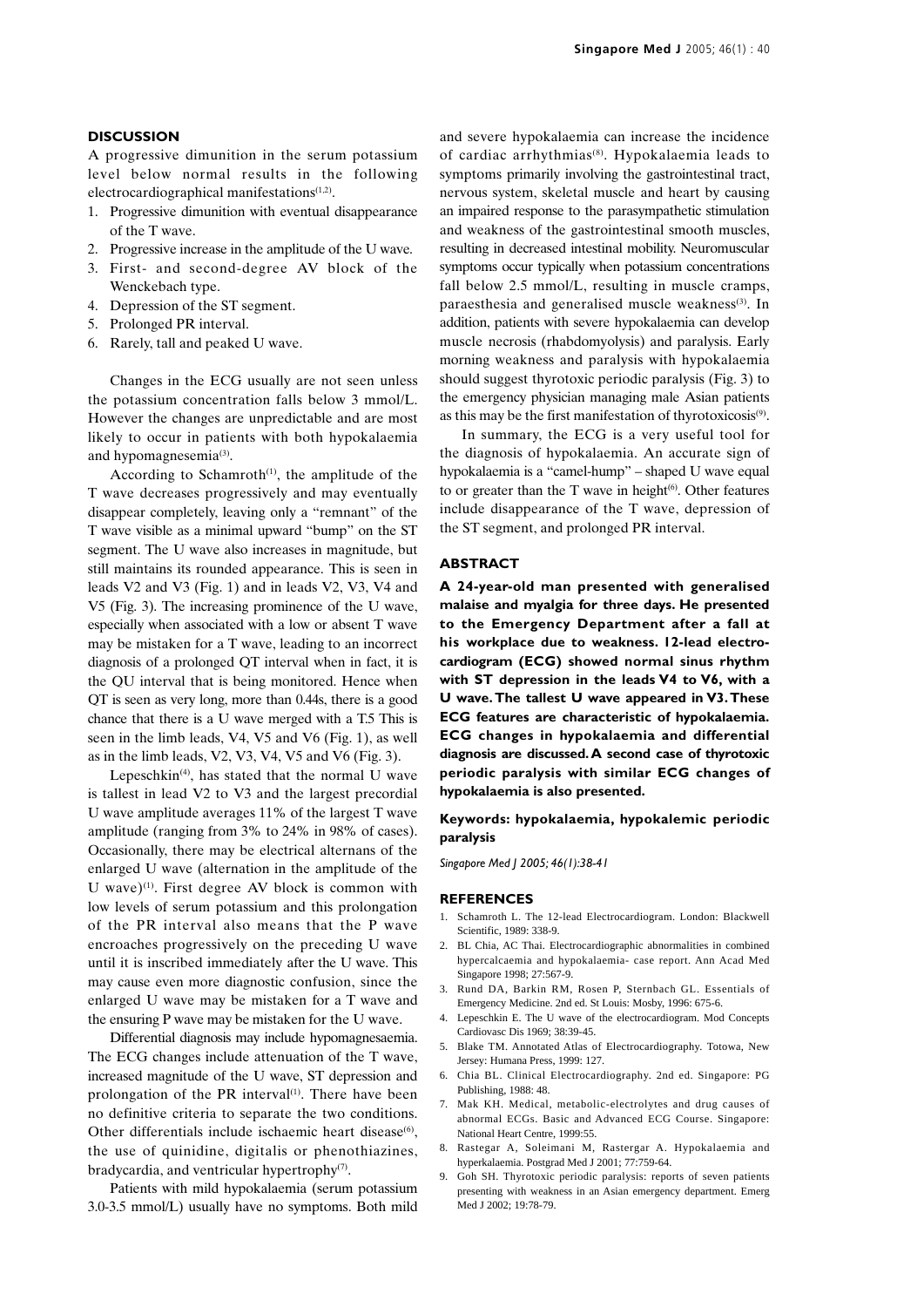## DISCUSSION

A progressive dimunition in the serum potassium level below normal results in the following electrocardiographical manifestations[1,2].

1. Progressive dimunition with eventual disappearance of the T wave.
2. Progressive increase in the amplitude of the U wave.
3. First- and second-degree AV block of the Wenckebach type.
4. Depression of the ST segment.
5. Prolonged PR interval.
6. Rarely, tall and peaked U wave.

Changes in the ECG usually are not seen unless the potassium concentration falls below 3 mmol/L. However the changes are unpredictable and are most likely to occur in patients with both hypokalaemia and hypomagnesemia[3].

According to Schamroth[1], the amplitude of the T wave decreases progressively and may eventually disappear completely, leaving only a "remnant" of the T wave visible as a minimal upward "bump" on the ST segment. The U wave also increases in magnitude, but still maintains its rounded appearance. This is seen in leads V2 and V3 (Fig. 1) and in leads V2, V3, V4 and V5 (Fig. 3). The increasing prominence of the U wave, especially when associated with a low or absent T wave may be mistaken for a T wave, leading to an incorrect diagnosis of a prolonged QT interval when in fact, it is the QU interval that is being monitored. Hence when QT is seen as very long, more than 0.44s, there is a good chance that there is a U wave merged with a T.5 This is seen in the limb leads, V4, V5 and V6 (Fig. 1), as well as in the limb leads, V2, V3, V4, V5 and V6 (Fig. 3).

Lepeschkin[4], has stated that the normal U wave is tallest in lead V2 to V3 and the largest precordial U wave amplitude averages 11% of the largest T wave amplitude (ranging from 3% to 24% in 98% of cases). Occasionally, there may be electrical alternans of the enlarged U wave (alternation in the amplitude of the U wave)[1]. First degree AV block is common with low levels of serum potassium and this prolongation of the PR interval also means that the P wave encroaches progressively on the preceding U wave until it is inscribed immediately after the U wave. This may cause even more diagnostic confusion, since the enlarged U wave may be mistaken for a T wave and the ensuring P wave may be mistaken for the U wave.

Differential diagnosis may include hypomagnesaemia. The ECG changes include attenuation of the T wave, increased magnitude of the U wave, ST depression and prolongation of the PR interval[1]. There have been no definitive criteria to separate the two conditions. Other differentials include ischaemic heart disease[6], the use of quinidine, digitalis or phenothiazines, bradycardia, and ventricular hypertrophy[7].

Patients with mild hypokalaemia (serum potassium 3.0-3.5 mmol/L) usually have no symptoms. Both mild and severe hypokalaemia can increase the incidence of cardiac arrhythmias[8]. Hypokalaemia leads to symptoms primarily involving the gastrointestinal tract, nervous system, skeletal muscle and heart by causing an impaired response to the parasympathetic stimulation and weakness of the gastrointestinal smooth muscles, resulting in decreased intestinal mobility. Neuromuscular symptoms occur typically when potassium concentrations fall below 2.5 mmol/L, resulting in muscle cramps, paraesthesia and generalised muscle weakness[3]. In addition, patients with severe hypokalaemia can develop muscle necrosis (rhabdomyolysis) and paralysis. Early morning weakness and paralysis with hypokalaemia should suggest thyrotoxic periodic paralysis (Fig. 3) to the emergency physician managing male Asian patients as this may be the first manifestation of thyrotoxicosis[9].

In summary, the ECG is a very useful tool for the diagnosis of hypokalaemia. An accurate sign of hypokalaemia is a "camel-hump" – shaped U wave equal to or greater than the T wave in height[6]. Other features include disappearance of the T wave, depression of the ST segment, and prolonged PR interval.

## ABSTRACT

**A 24-year-old man presented with generalised malaise and myalgia for three days. He presented to the Emergency Department after a fall at his workplace due to weakness. 12-lead electrocardiogram (ECG) showed normal sinus rhythm with ST depression in the leads V4 to V6, with a U wave. The tallest U wave appeared in V3. These ECG features are characteristic of hypokalaemia. ECG changes in hypokalaemia and differential diagnosis are discussed. A second case of thyrotoxic periodic paralysis with similar ECG changes of hypokalaemia is also presented.**

**Keywords: hypokalaemia, hypokalemic periodic paralysis**

*Singapore Med J 2005; 46(1):38-41*

## REFERENCES

1. Schamroth L. The 12-lead Electrocardiogram. London: Blackwell Scientific, 1989: 338-9.
2. BL Chia, AC Thai. Electrocardiographic abnormalities in combined hypercalcaemia and hypokalaemia- case report. Ann Acad Med Singapore 1998; 27:567-9.
3. Rund DA, Barkin RM, Rosen P, Sternbach GL. Essentials of Emergency Medicine. 2nd ed. St Louis: Mosby, 1996: 675-6.
4. Lepeschkin E. The U wave of the electrocardiogram. Mod Concepts Cardiovasc Dis 1969; 38:39-45.
5. Blake TM. Annotated Atlas of Electrocardiography. Totowa, New Jersey: Humana Press, 1999: 127.
6. Chia BL. Clinical Electrocardiography. 2nd ed. Singapore: PG Publishing, 1988: 48.
7. Mak KH. Medical, metabolic-electrolytes and drug causes of abnormal ECGs. Basic and Advanced ECG Course. Singapore: National Heart Centre, 1999:55.
8. Rastegar A, Soleimani M, Rastergar A. Hypokalaemia and hyperkalaemia. Postgrad Med J 2001; 77:759-64.
9. Goh SH. Thyrotoxic periodic paralysis: reports of seven patients presenting with weakness in an Asian emergency department. Emerg Med J 2002; 19:78-79.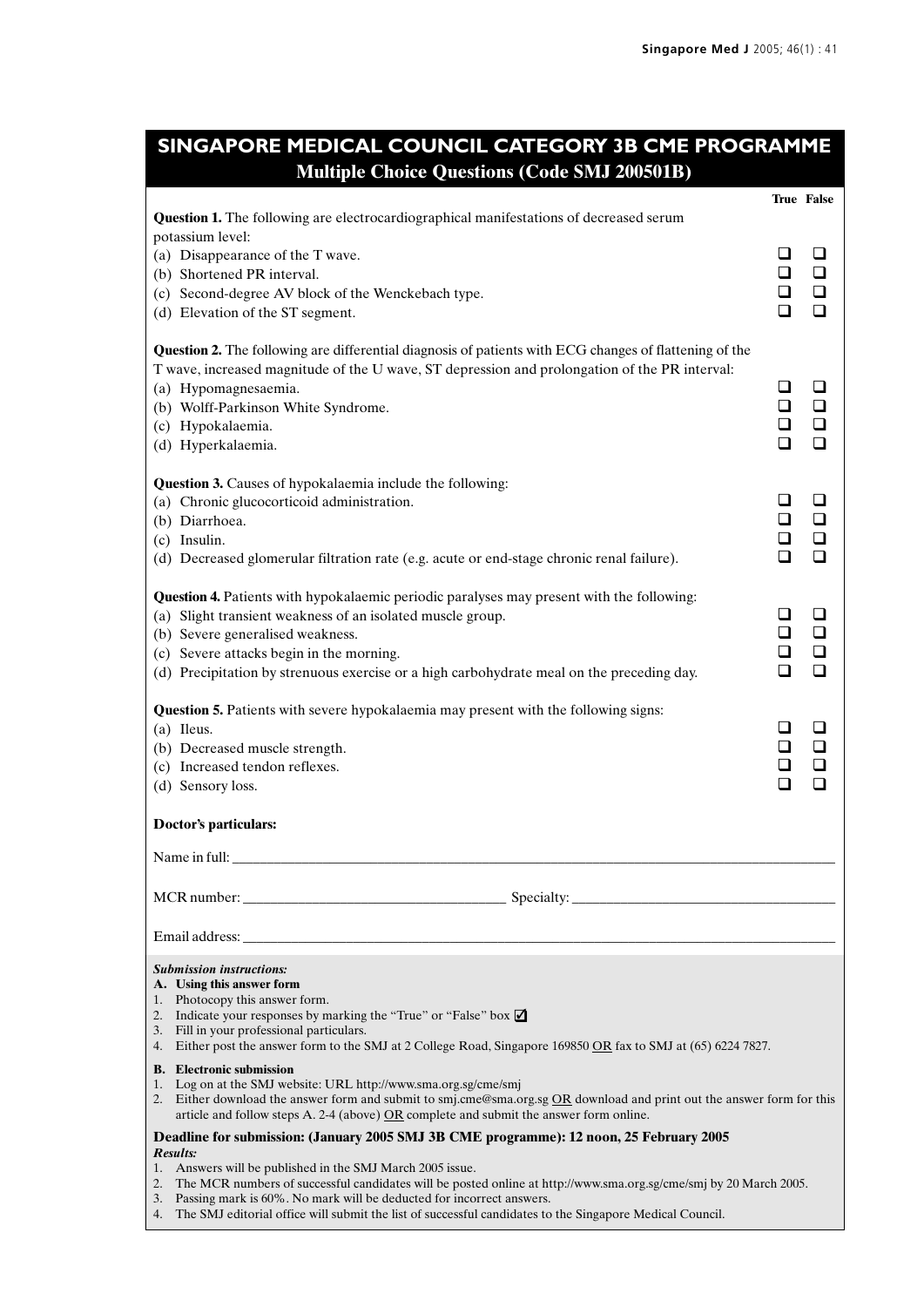# SINGAPORE MEDICAL COUNCIL CATEGORY 3B CME PROGRAMME

## Multiple Choice Questions (Code SMJ 200501B)

| | True | False |
|---|---|---|
| **Question 1.** The following are electrocardiographical manifestations of decreased serum potassium level: | | |
| (a) Disappearance of the T wave. | ☐ | ☐ |
| (b) Shortened PR interval. | ☐ | ☐ |
| (c) Second-degree AV block of the Wenckebach type. | ☐ | ☐ |
| (d) Elevation of the ST segment. | ☐ | ☐ |
| **Question 2.** The following are differential diagnosis of patients with ECG changes of flattening of the T wave, increased magnitude of the U wave, ST depression and prolongation of the PR interval: | | |
| (a) Hypomagnesaemia. | ☐ | ☐ |
| (b) Wolff-Parkinson White Syndrome. | ☐ | ☐ |
| (c) Hypokalaemia. | ☐ | ☐ |
| (d) Hyperkalaemia. | ☐ | ☐ |
| **Question 3.** Causes of hypokalaemia include the following: | | |
| (a) Chronic glucocorticoid administration. | ☐ | ☐ |
| (b) Diarrhoea. | ☐ | ☐ |
| (c) Insulin. | ☐ | ☐ |
| (d) Decreased glomerular filtration rate (e.g. acute or end-stage chronic renal failure). | ☐ | ☐ |
| **Question 4.** Patients with hypokalaemic periodic paralyses may present with the following: | | |
| (a) Slight transient weakness of an isolated muscle group. | ☐ | ☐ |
| (b) Severe generalised weakness. | ☐ | ☐ |
| (c) Severe attacks begin in the morning. | ☐ | ☐ |
| (d) Precipitation by strenuous exercise or a high carbohydrate meal on the preceding day. | ☐ | ☐ |
| **Question 5.** Patients with severe hypokalaemia may present with the following signs: | | |
| (a) Ileus. | ☐ | ☐ |
| (b) Decreased muscle strength. | ☐ | ☐ |
| (c) Increased tendon reflexes. | ☐ | ☐ |
| (d) Sensory loss. | ☐ | ☐ |

**Doctor's particulars:**

Name in full: ____________________

MCR number: ____________________ Specialty: ____________________

Email address: ____________________

***Submission instructions:***

**A. Using this answer form**

1. Photocopy this answer form.
2. Indicate your responses by marking the "True" or "False" box ☑
3. Fill in your professional particulars.
4. Either post the answer form to the SMJ at 2 College Road, Singapore 169850 OR fax to SMJ at (65) 6224 7827.

**B. Electronic submission**

1. Log on at the SMJ website: URL http://www.sma.org.sg/cme/smj
2. Either download the answer form and submit to smj.cme@sma.org.sg OR download and print out the answer form for this article and follow steps A. 2-4 (above) OR complete and submit the answer form online.

**Deadline for submission: (January 2005 SMJ 3B CME programme): 12 noon, 25 February 2005**

***Results:***

1. Answers will be published in the SMJ March 2005 issue.
2. The MCR numbers of successful candidates will be posted online at http://www.sma.org.sg/cme/smj by 20 March 2005.
3. Passing mark is 60%. No mark will be deducted for incorrect answers.
4. The SMJ editorial office will submit the list of successful candidates to the Singapore Medical Council.